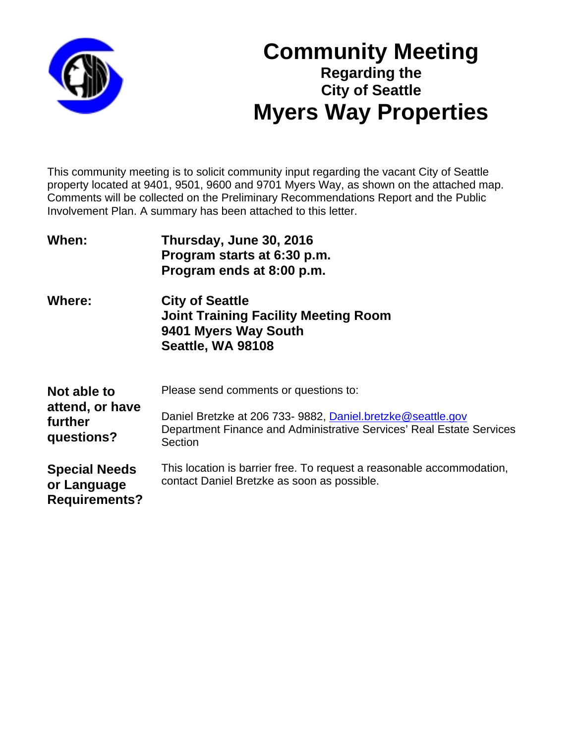# Community Meeting

### Regarding the City of Seattle

# Myers Way Properties

This community meeting is to solicit community input regarding the vacant City of Seattle property located at 9401, 9501, 9600 and 9701 Myers Way, as shown on the attached map. Comments will be collected on the Preliminary Recommendations Report and the Public Involvement Plan. A summary has been attached to this letter.

**When:**

**Thursday, June 30, 2016**
**Program starts at 6:30 p.m.**
**Program ends at 8:00 p.m.**

**Where:**

**City of Seattle**
**Joint Training Facility Meeting Room**
**9401 Myers Way South**
**Seattle, WA 98108**

**Not able to attend, or have further questions?**

Please send comments or questions to:

Daniel Bretzke at 206 733- 9882, Daniel.bretzke@seattle.gov
Department Finance and Administrative Services' Real Estate Services Section

**Special Needs or Language Requirements?**

This location is barrier free. To request a reasonable accommodation, contact Daniel Bretzke as soon as possible.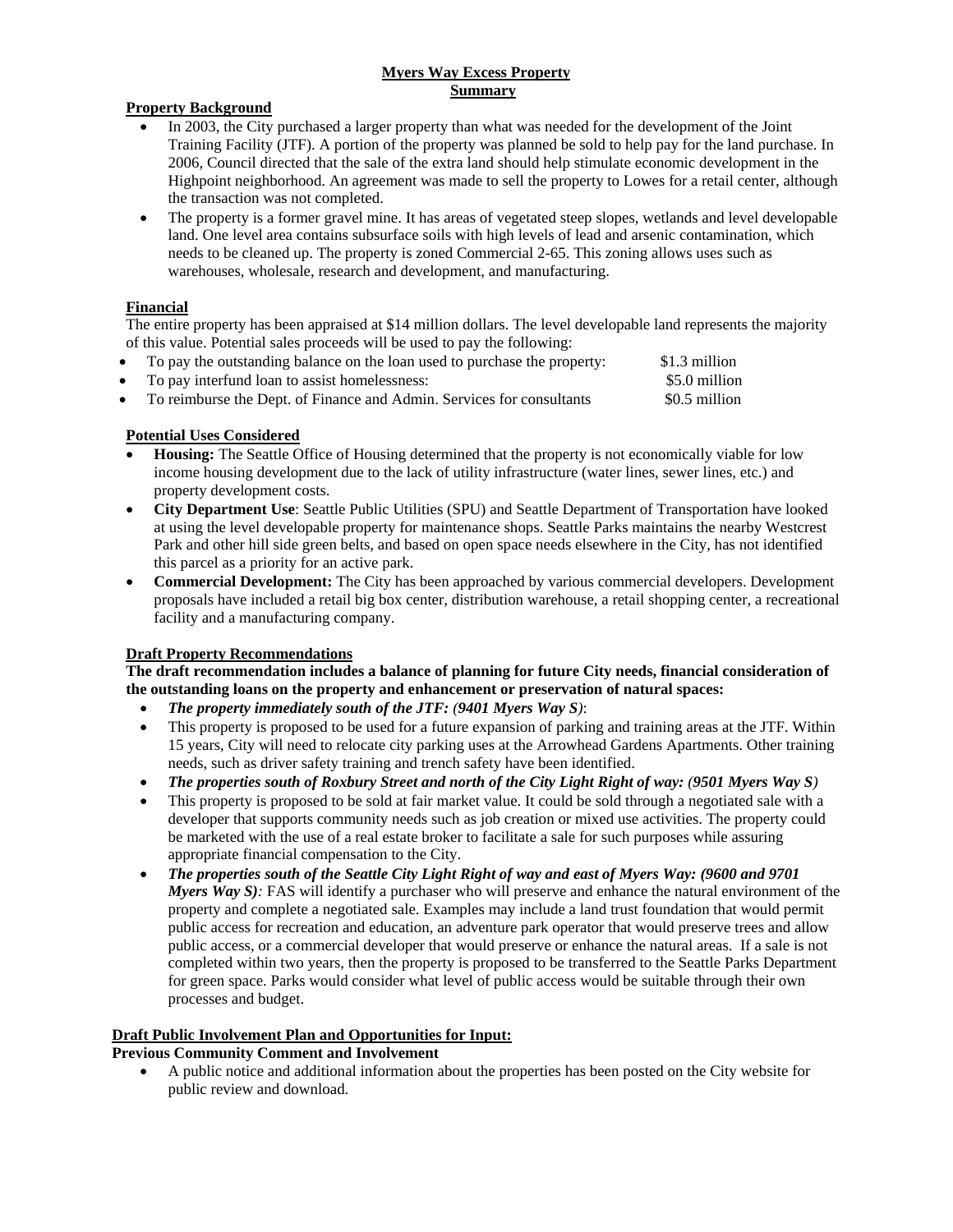**Myers Way Excess Property**
**Summary**

**Property Background**

- In 2003, the City purchased a larger property than what was needed for the development of the Joint Training Facility (JTF). A portion of the property was planned be sold to help pay for the land purchase. In 2006, Council directed that the sale of the extra land should help stimulate economic development in the Highpoint neighborhood. An agreement was made to sell the property to Lowes for a retail center, although the transaction was not completed.
- The property is a former gravel mine. It has areas of vegetated steep slopes, wetlands and level developable land. One level area contains subsurface soils with high levels of lead and arsenic contamination, which needs to be cleaned up. The property is zoned Commercial 2-65. This zoning allows uses such as warehouses, wholesale, research and development, and manufacturing.

**Financial**

The entire property has been appraised at $14 million dollars. The level developable land represents the majority of this value. Potential sales proceeds will be used to pay the following:

- To pay the outstanding balance on the loan used to purchase the property: $1.3 million
- To pay interfund loan to assist homelessness: $5.0 million
- To reimburse the Dept. of Finance and Admin. Services for consultants $0.5 million

**Potential Uses Considered**

- **Housing:** The Seattle Office of Housing determined that the property is not economically viable for low income housing development due to the lack of utility infrastructure (water lines, sewer lines, etc.) and property development costs.
- **City Department Use**: Seattle Public Utilities (SPU) and Seattle Department of Transportation have looked at using the level developable property for maintenance shops. Seattle Parks maintains the nearby Westcrest Park and other hill side green belts, and based on open space needs elsewhere in the City, has not identified this parcel as a priority for an active park.
- **Commercial Development:** The City has been approached by various commercial developers. Development proposals have included a retail big box center, distribution warehouse, a retail shopping center, a recreational facility and a manufacturing company.

**Draft Property Recommendations**

**The draft recommendation includes a balance of planning for future City needs, financial consideration of the outstanding loans on the property and enhancement or preservation of natural spaces:**

- ***The property immediately south of the JTF: (9401 Myers Way S)***:
- This property is proposed to be used for a future expansion of parking and training areas at the JTF. Within 15 years, City will need to relocate city parking uses at the Arrowhead Gardens Apartments. Other training needs, such as driver safety training and trench safety have been identified.
- ***The properties south of Roxbury Street and north of the City Light Right of way: (9501 Myers Way S)***
- This property is proposed to be sold at fair market value. It could be sold through a negotiated sale with a developer that supports community needs such as job creation or mixed use activities. The property could be marketed with the use of a real estate broker to facilitate a sale for such purposes while assuring appropriate financial compensation to the City.
- ***The properties south of the Seattle City Light Right of way and east of Myers Way: (9600 and 9701 Myers Way S)***: FAS will identify a purchaser who will preserve and enhance the natural environment of the property and complete a negotiated sale. Examples may include a land trust foundation that would permit public access for recreation and education, an adventure park operator that would preserve trees and allow public access, or a commercial developer that would preserve or enhance the natural areas. If a sale is not completed within two years, then the property is proposed to be transferred to the Seattle Parks Department for green space. Parks would consider what level of public access would be suitable through their own processes and budget.

**Draft Public Involvement Plan and Opportunities for Input:**

**Previous Community Comment and Involvement**

- A public notice and additional information about the properties has been posted on the City website for public review and download.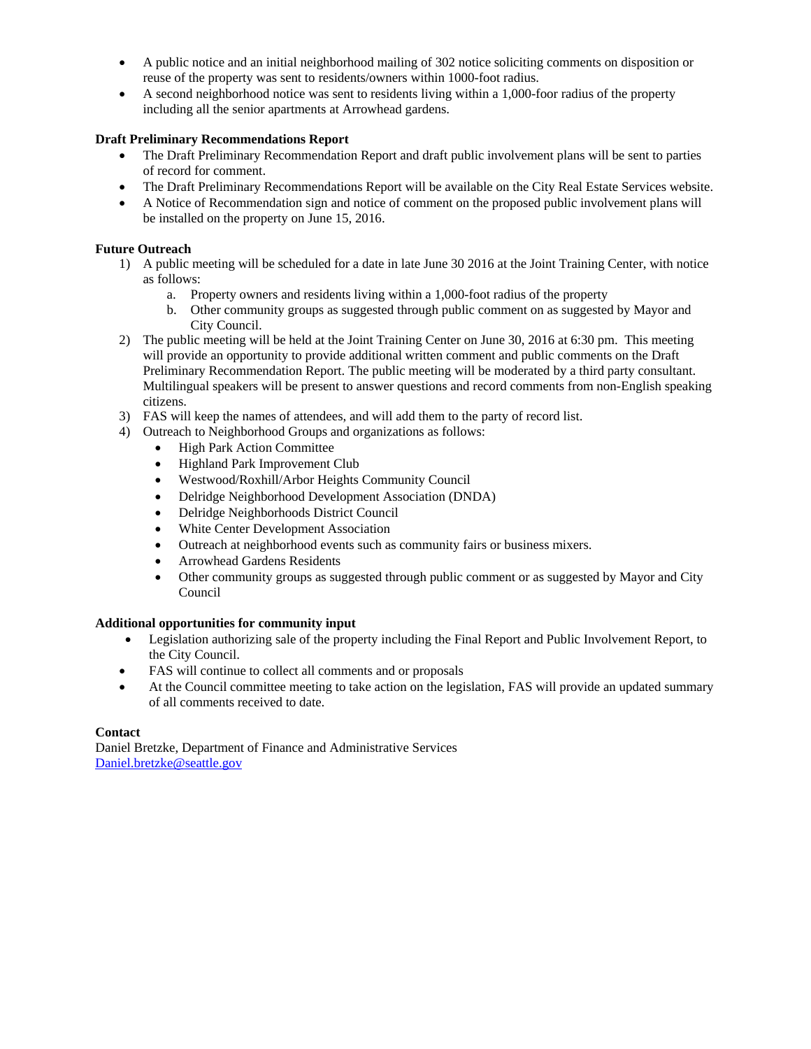- A public notice and an initial neighborhood mailing of 302 notice soliciting comments on disposition or reuse of the property was sent to residents/owners within 1000-foot radius.
- A second neighborhood notice was sent to residents living within a 1,000-foor radius of the property including all the senior apartments at Arrowhead gardens.

**Draft Preliminary Recommendations Report**

- The Draft Preliminary Recommendation Report and draft public involvement plans will be sent to parties of record for comment.
- The Draft Preliminary Recommendations Report will be available on the City Real Estate Services website.
- A Notice of Recommendation sign and notice of comment on the proposed public involvement plans will be installed on the property on June 15, 2016.

**Future Outreach**

1) A public meeting will be scheduled for a date in late June 30 2016 at the Joint Training Center, with notice as follows:
   a. Property owners and residents living within a 1,000-foot radius of the property
   b. Other community groups as suggested through public comment on as suggested by Mayor and City Council.
2) The public meeting will be held at the Joint Training Center on June 30, 2016 at 6:30 pm. This meeting will provide an opportunity to provide additional written comment and public comments on the Draft Preliminary Recommendation Report. The public meeting will be moderated by a third party consultant. Multilingual speakers will be present to answer questions and record comments from non-English speaking citizens.
3) FAS will keep the names of attendees, and will add them to the party of record list.
4) Outreach to Neighborhood Groups and organizations as follows:
   - High Park Action Committee
   - Highland Park Improvement Club
   - Westwood/Roxhill/Arbor Heights Community Council
   - Delridge Neighborhood Development Association (DNDA)
   - Delridge Neighborhoods District Council
   - White Center Development Association
   - Outreach at neighborhood events such as community fairs or business mixers.
   - Arrowhead Gardens Residents
   - Other community groups as suggested through public comment or as suggested by Mayor and City Council

**Additional opportunities for community input**

- Legislation authorizing sale of the property including the Final Report and Public Involvement Report, to the City Council.
- FAS will continue to collect all comments and or proposals
- At the Council committee meeting to take action on the legislation, FAS will provide an updated summary of all comments received to date.

**Contact**

Daniel Bretzke, Department of Finance and Administrative Services
Daniel.bretzke@seattle.gov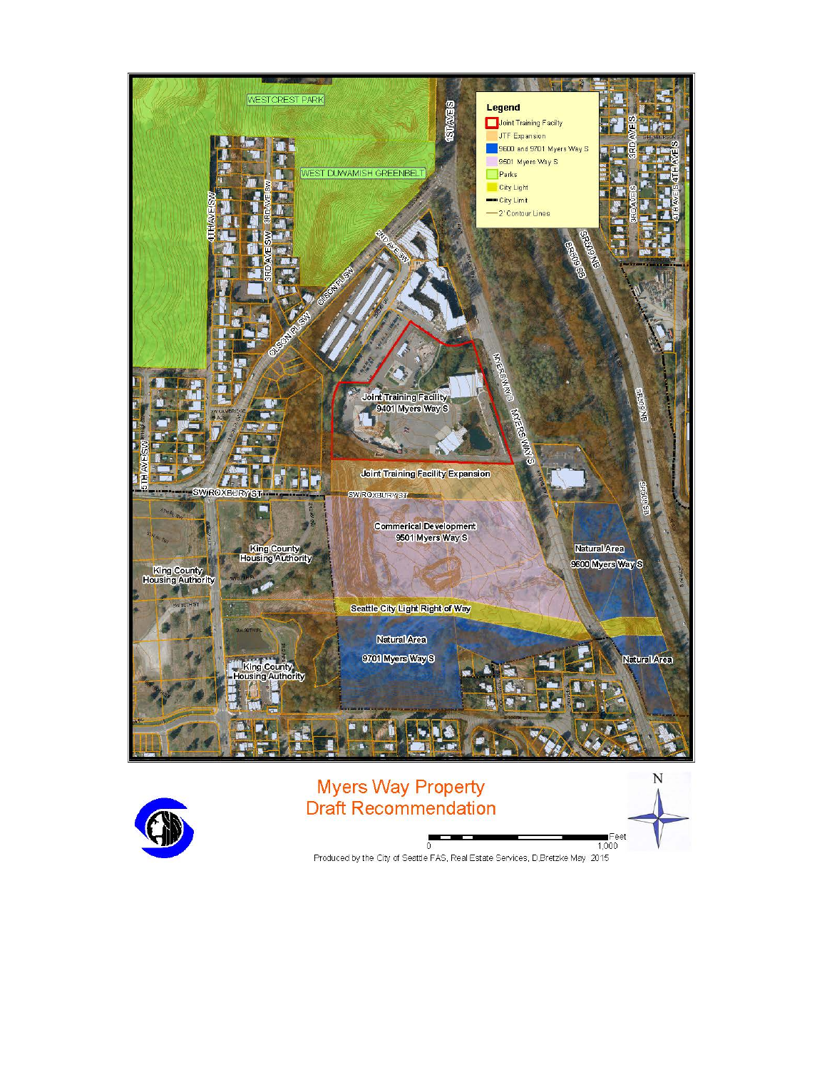WESTCREST PARK

WEST DUWAMISH GREENBELT

Legend

Joint Training Facility

JTF Expansion

9600 and 9701 Myers Way S

9501 Myers Way S

Parks

City Light

City Limit

2' Contour Lines

Joint Training Facility
9401 Myers Way S

Joint Training Facility Expansion

Commerical Development
9501 Myers Way S

Natural Area
9600 Myers Way S

Seattle City Light Right of Way

Natural Area
9701 Myers Way S

Natural Area

King County
Housing Authority

King County
Housing Authority

King County
Housing Authority

1ST AVE S

2ND AVE SW

3RD AVE SW

4TH AVE SW

5TH AVE SW

OLSON PL SW

SW ROXBURY ST

MYERS WAY S

SR509 SB

SR509 NB

3RD AVE S

4TH AVE S

# Myers Way Property
## Draft Recommendation

N

0

1,000

Feet

Produced by the City of Seattle FAS, Real Estate Services, D.Bretzke May 2015